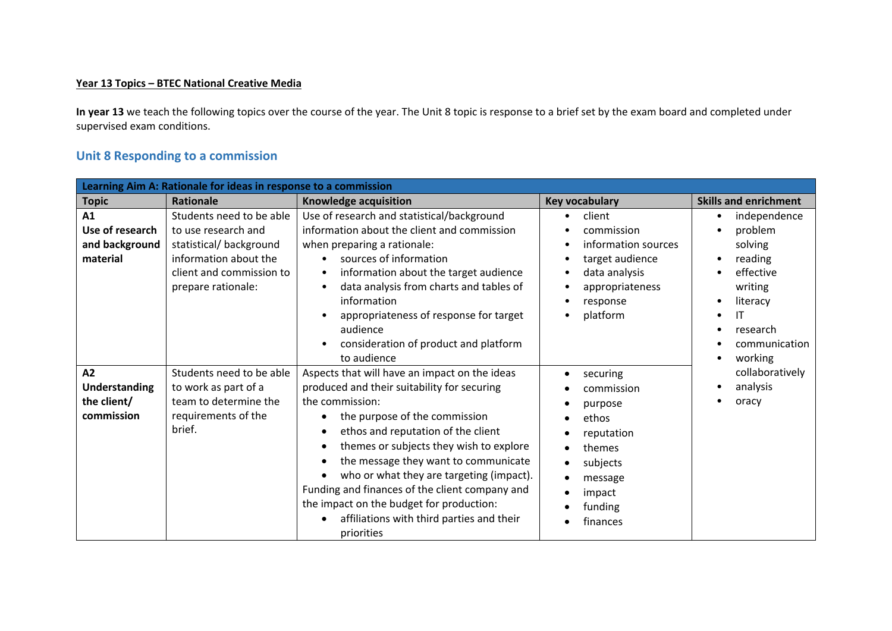**Year 13 Topics – BTEC National Creative Media**

**In year 13** we teach the following topics over the course of the year. The Unit 8 topic is response to a brief set by the exam board and completed under supervised exam conditions.

## Unit 8 Responding to a commission

| Learning Aim A: Rationale for ideas in response to a commission | | | | |
|---|---|---|---|---|
| **Topic** | **Rationale** | **Knowledge acquisition** | **Key vocabulary** | **Skills and enrichment** |
| **A1 Use of research and background material** | Students need to be able to use research and statistical/ background information about the client and commission to prepare rationale: | Use of research and statistical/background information about the client and commission when preparing a rationale:<br>• sources of information<br>• information about the target audience<br>• data analysis from charts and tables of information<br>• appropriateness of response for target audience<br>• consideration of product and platform to audience | • client<br>• commission<br>• information sources<br>• target audience<br>• data analysis<br>• appropriateness<br>• response<br>• platform | • independence<br>• problem solving<br>• reading<br>• effective writing<br>• literacy<br>• IT<br>• research<br>• communication<br>• working collaboratively<br>• analysis<br>• oracy |
| **A2 Understanding the client/ commission** | Students need to be able to work as part of a team to determine the requirements of the brief. | Aspects that will have an impact on the ideas produced and their suitability for securing the commission:<br>• the purpose of the commission<br>• ethos and reputation of the client<br>• themes or subjects they wish to explore<br>• the message they want to communicate<br>• who or what they are targeting (impact).<br>Funding and finances of the client company and the impact on the budget for production:<br>• affiliations with third parties and their priorities | • securing<br>• commission<br>• purpose<br>• ethos<br>• reputation<br>• themes<br>• subjects<br>• message<br>• impact<br>• funding<br>• finances | |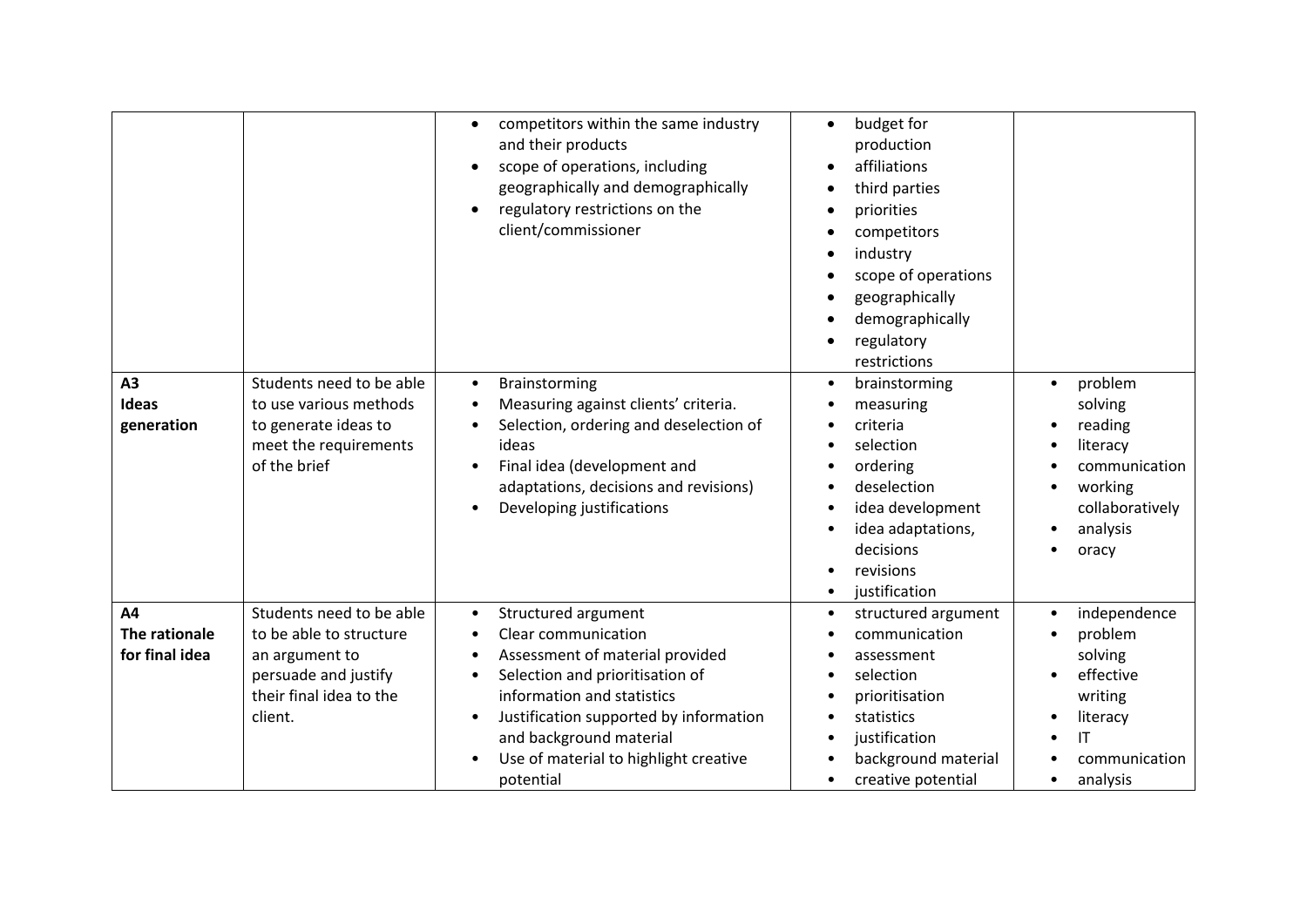| | | | | |
|---|---|---|---|---|
| | | • competitors within the same industry and their products<br>• scope of operations, including geographically and demographically<br>• regulatory restrictions on the client/commissioner | • budget for production<br>• affiliations<br>• third parties<br>• priorities<br>• competitors<br>• industry<br>• scope of operations<br>• geographically<br>• demographically<br>• regulatory restrictions | |
| **A3**<br>**Ideas generation** | Students need to be able to use various methods to generate ideas to meet the requirements of the brief | • Brainstorming<br>• Measuring against clients' criteria.<br>• Selection, ordering and deselection of ideas<br>• Final idea (development and adaptations, decisions and revisions)<br>• Developing justifications | • brainstorming<br>• measuring<br>• criteria<br>• selection<br>• ordering<br>• deselection<br>• idea development<br>• idea adaptations, decisions<br>• revisions<br>• justification | • problem solving<br>• reading<br>• literacy<br>• communication<br>• working collaboratively<br>• analysis<br>• oracy |
| **A4**<br>**The rationale for final idea** | Students need to be able to be able to structure an argument to persuade and justify their final idea to the client. | • Structured argument<br>• Clear communication<br>• Assessment of material provided<br>• Selection and prioritisation of information and statistics<br>• Justification supported by information and background material<br>• Use of material to highlight creative potential | • structured argument<br>• communication<br>• assessment<br>• selection<br>• prioritisation<br>• statistics<br>• justification<br>• background material<br>• creative potential | • independence<br>• problem solving<br>• effective writing<br>• literacy<br>• IT<br>• communication<br>• analysis |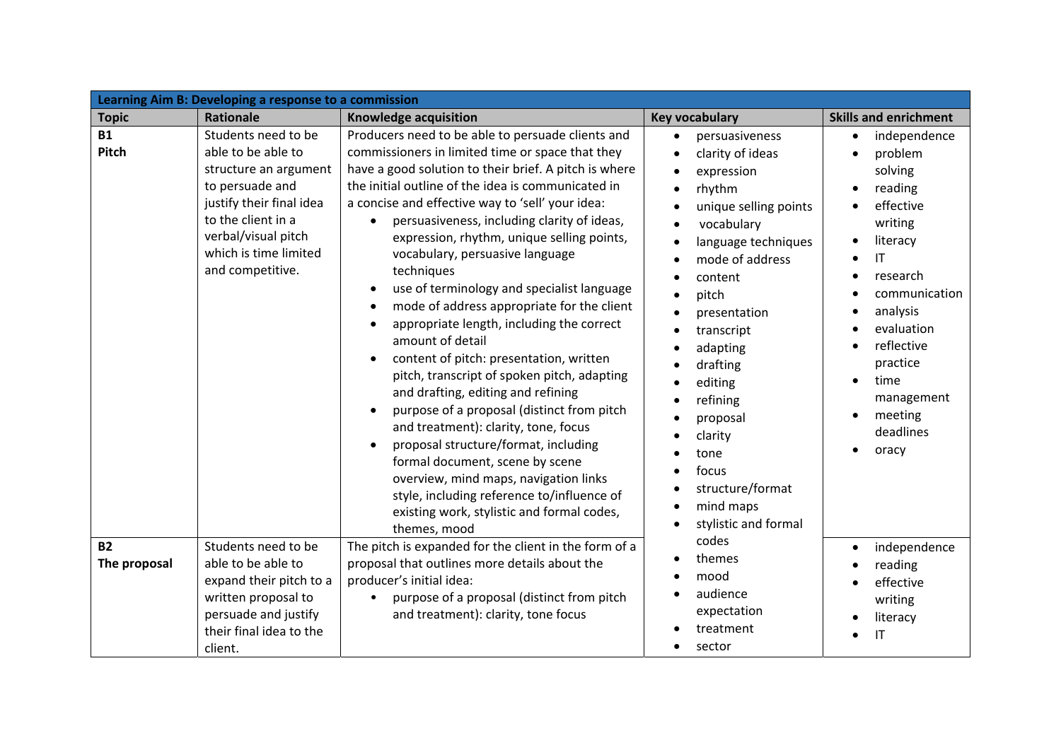| Learning Aim B: Developing a response to a commission | | | | |
|---|---|---|---|---|
| **Topic** | **Rationale** | **Knowledge acquisition** | **Key vocabulary** | **Skills and enrichment** |
| **B1**<br>**Pitch** | Students need to be able to be able to structure an argument to persuade and justify their final idea to the client in a verbal/visual pitch which is time limited and competitive. | Producers need to be able to persuade clients and commissioners in limited time or space that they have a good solution to their brief. A pitch is where the initial outline of the idea is communicated in a concise and effective way to 'sell' your idea:<br>• persuasiveness, including clarity of ideas, expression, rhythm, unique selling points, vocabulary, persuasive language techniques<br>• use of terminology and specialist language<br>• mode of address appropriate for the client<br>• appropriate length, including the correct amount of detail<br>• content of pitch: presentation, written pitch, transcript of spoken pitch, adapting and drafting, editing and refining<br>• purpose of a proposal (distinct from pitch and treatment): clarity, tone, focus<br>• proposal structure/format, including formal document, scene by scene overview, mind maps, navigation links style, including reference to/influence of existing work, stylistic and formal codes, themes, mood | • persuasiveness<br>• clarity of ideas<br>• expression<br>• rhythm<br>• unique selling points<br>• vocabulary<br>• language techniques<br>• mode of address<br>• content<br>• pitch<br>• presentation<br>• transcript<br>• adapting<br>• drafting<br>• editing<br>• refining<br>• proposal<br>• clarity<br>• tone<br>• focus<br>• structure/format<br>• mind maps<br>• stylistic and formal codes<br>• themes<br>• mood<br>• audience expectation<br>• treatment<br>• sector | • independence<br>• problem solving<br>• reading<br>• effective writing<br>• literacy<br>• IT<br>• research<br>• communication<br>• analysis<br>• evaluation<br>• reflective practice<br>• time management<br>• meeting deadlines<br>• oracy |
| **B2**<br>**The proposal** | Students need to be able to expand their pitch to a written proposal to persuade and justify their final idea to the client. | The pitch is expanded for the client in the form of a proposal that outlines more details about the producer's initial idea:<br>• purpose of a proposal (distinct from pitch and treatment): clarity, tone focus | | • independence<br>• reading<br>• effective writing<br>• literacy<br>• IT |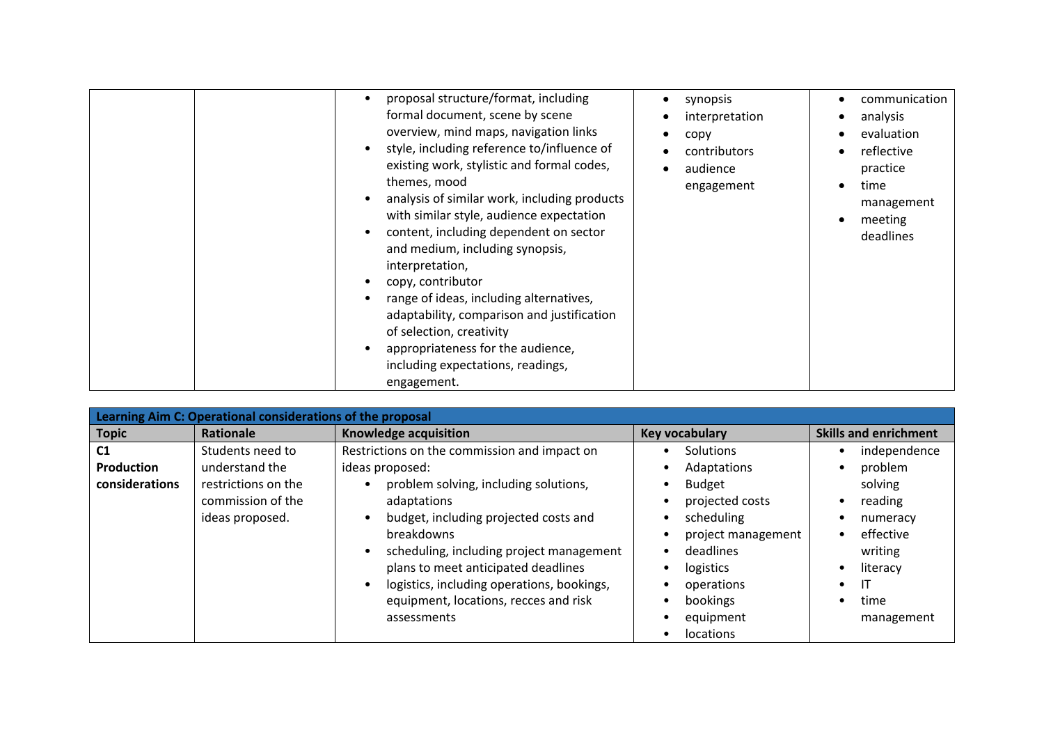| | | Knowledge acquisition | Key vocabulary | Skills and enrichment |
|---|---|---|---|---|
| | | • proposal structure/format, including formal document, scene by scene overview, mind maps, navigation links<br>• style, including reference to/influence of existing work, stylistic and formal codes, themes, mood<br>• analysis of similar work, including products with similar style, audience expectation<br>• content, including dependent on sector and medium, including synopsis, interpretation,<br>• copy, contributor<br>• range of ideas, including alternatives, adaptability, comparison and justification of selection, creativity<br>• appropriateness for the audience, including expectations, readings, engagement. | • synopsis<br>• interpretation<br>• copy<br>• contributors<br>• audience engagement | • communication<br>• analysis<br>• evaluation<br>• reflective practice<br>• time management<br>• meeting deadlines |

| **Learning Aim C: Operational considerations of the proposal** | | | | |
|---|---|---|---|---|
| **Topic** | **Rationale** | **Knowledge acquisition** | **Key vocabulary** | **Skills and enrichment** |
| **C1 Production considerations** | Students need to understand the restrictions on the commission of the ideas proposed. | Restrictions on the commission and impact on ideas proposed:<br>• problem solving, including solutions, adaptations<br>• budget, including projected costs and breakdowns<br>• scheduling, including project management plans to meet anticipated deadlines<br>• logistics, including operations, bookings, equipment, locations, recces and risk assessments | • Solutions<br>• Adaptations<br>• Budget<br>• projected costs<br>• scheduling<br>• project management<br>• deadlines<br>• logistics<br>• operations<br>• bookings<br>• equipment<br>• locations | • independence<br>• problem solving<br>• reading<br>• numeracy<br>• effective writing<br>• literacy<br>• IT<br>• time management |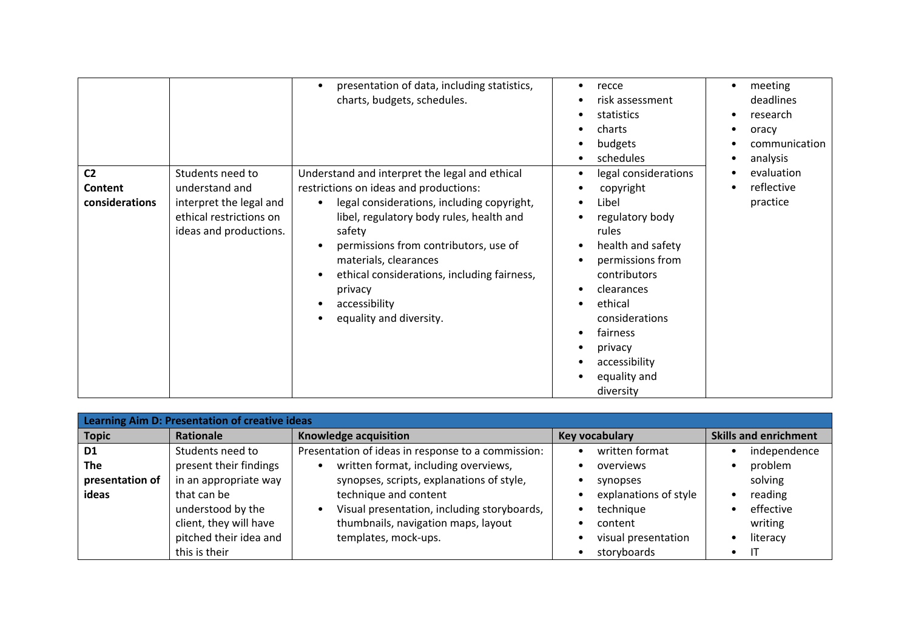| | | | | |
|---|---|---|---|---|
| | | • presentation of data, including statistics, charts, budgets, schedules. | • recce<br>• risk assessment<br>• statistics<br>• charts<br>• budgets<br>• schedules | • meeting deadlines<br>• research<br>• oracy<br>• communication<br>• analysis<br>• evaluation<br>• reflective practice |
| **C2 Content considerations** | Students need to understand and interpret the legal and ethical restrictions on ideas and productions. | Understand and interpret the legal and ethical restrictions on ideas and productions:<br>• legal considerations, including copyright, libel, regulatory body rules, health and safety<br>• permissions from contributors, use of materials, clearances<br>• ethical considerations, including fairness, privacy<br>• accessibility<br>• equality and diversity. | • legal considerations<br>• copyright<br>• Libel<br>• regulatory body rules<br>• health and safety<br>• permissions from contributors<br>• clearances<br>• ethical considerations<br>• fairness<br>• privacy<br>• accessibility<br>• equality and diversity | |

| **Learning Aim D: Presentation of creative ideas** | | | | |
|---|---|---|---|---|
| **Topic** | **Rationale** | **Knowledge acquisition** | **Key vocabulary** | **Skills and enrichment** |
| **D1 The presentation of ideas** | Students need to present their findings in an appropriate way that can be understood by the client, they will have pitched their idea and this is their | Presentation of ideas in response to a commission:<br>• written format, including overviews, synopses, scripts, explanations of style, technique and content<br>• Visual presentation, including storyboards, thumbnails, navigation maps, layout templates, mock-ups. | • written format<br>• overviews<br>• synopses<br>• explanations of style<br>• technique<br>• content<br>• visual presentation<br>• storyboards | • independence<br>• problem solving<br>• reading<br>• effective writing<br>• literacy<br>• IT |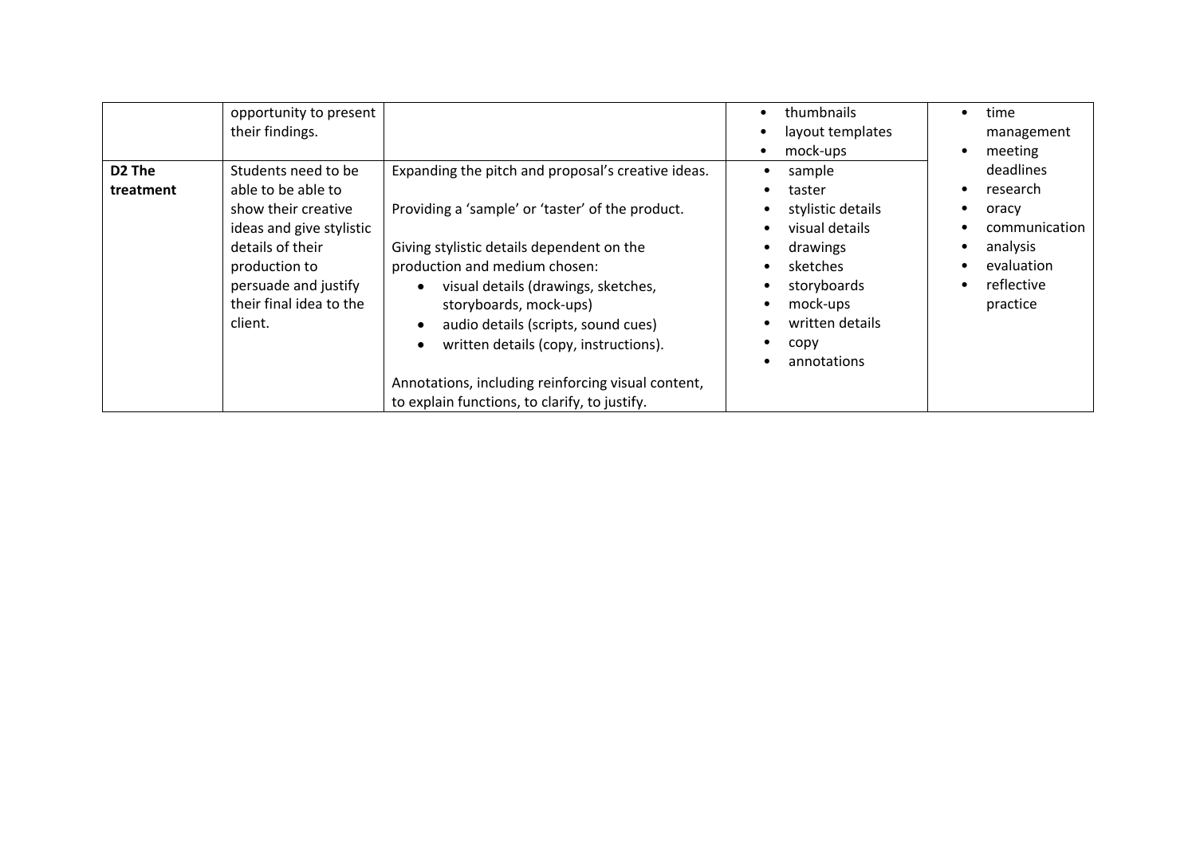| | | | | |
|---|---|---|---|---|
| | opportunity to present their findings. | | • thumbnails<br>• layout templates<br>• mock-ups | • time management<br>• meeting deadlines<br>• research<br>• oracy<br>• communication<br>• analysis<br>• evaluation<br>• reflective practice |
| **D2 The treatment** | Students need to be able to be able to show their creative ideas and give stylistic details of their production to persuade and justify their final idea to the client. | Expanding the pitch and proposal's creative ideas.<br><br>Providing a 'sample' or 'taster' of the product.<br><br>Giving stylistic details dependent on the production and medium chosen:<br>• visual details (drawings, sketches, storyboards, mock-ups)<br>• audio details (scripts, sound cues)<br>• written details (copy, instructions).<br><br>Annotations, including reinforcing visual content, to explain functions, to clarify, to justify. | • sample<br>• taster<br>• stylistic details<br>• visual details<br>• drawings<br>• sketches<br>• storyboards<br>• mock-ups<br>• written details<br>• copy<br>• annotations | |